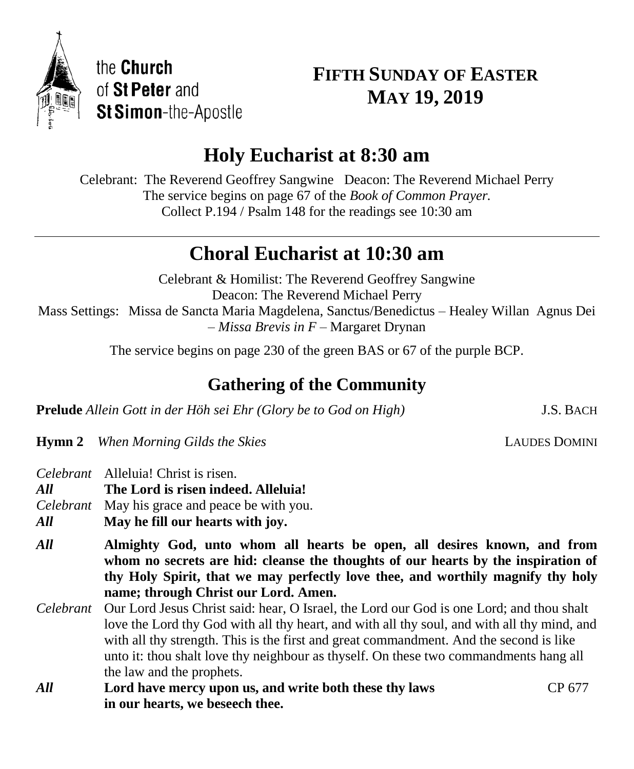the **Church** of **St Peter** and **St Simon**-the-Apostle

# FIFTH SUNDAY OF EASTER
# MAY 19, 2019

## Holy Eucharist at 8:30 am

Celebrant: The Reverend Geoffrey Sangwine Deacon: The Reverend Michael Perry
The service begins on page 67 of the *Book of Common Prayer.*
Collect P.194 / Psalm 148 for the readings see 10:30 am

---

## Choral Eucharist at 10:30 am

Celebrant & Homilist: The Reverend Geoffrey Sangwine
Deacon: The Reverend Michael Perry
Mass Settings: Missa de Sancta Maria Magdelena, Sanctus/Benedictus – Healey Willan Agnus Dei – *Missa Brevis in F* – Margaret Drynan

The service begins on page 230 of the green BAS or 67 of the purple BCP.

### Gathering of the Community

**Prelude** *Allein Gott in der Höh sei Ehr (Glory be to God on High)* J.S. BACH

**Hymn 2** *When Morning Gilds the Skies* LAUDES DOMINI

*Celebrant* Alleluia! Christ is risen.
***All*** **The Lord is risen indeed. Alleluia!**
*Celebrant* May his grace and peace be with you.
***All*** **May he fill our hearts with joy.**

***All*** **Almighty God, unto whom all hearts be open, all desires known, and from whom no secrets are hid: cleanse the thoughts of our hearts by the inspiration of thy Holy Spirit, that we may perfectly love thee, and worthily magnify thy holy name; through Christ our Lord. Amen.**

*Celebrant* Our Lord Jesus Christ said: hear, O Israel, the Lord our God is one Lord; and thou shalt love the Lord thy God with all thy heart, and with all thy soul, and with all thy mind, and with all thy strength. This is the first and great commandment. And the second is like unto it: thou shalt love thy neighbour as thyself. On these two commandments hang all the law and the prophets.

***All*** **Lord have mercy upon us, and write both these thy laws in our hearts, we beseech thee.** CP 677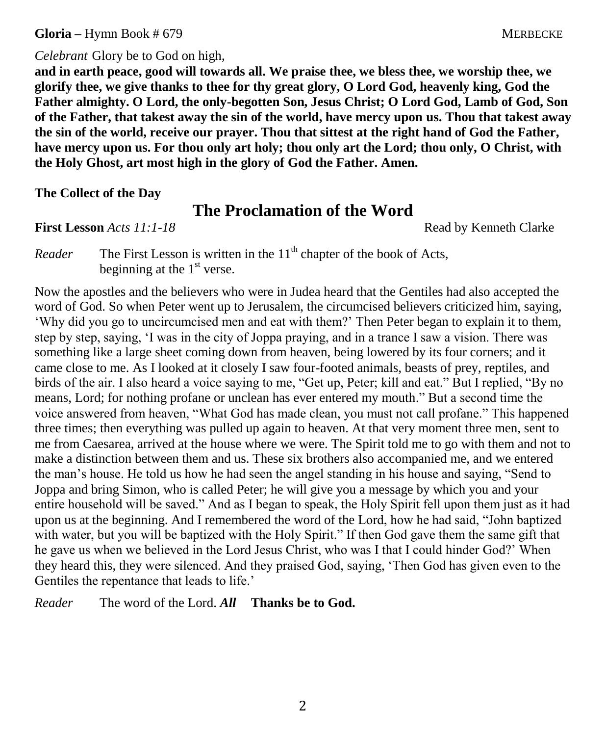**Gloria –** Hymn Book # 679 MERBECKE

*Celebrant* Glory be to God on high,

**and in earth peace, good will towards all. We praise thee, we bless thee, we worship thee, we glorify thee, we give thanks to thee for thy great glory, O Lord God, heavenly king, God the Father almighty. O Lord, the only-begotten Son, Jesus Christ; O Lord God, Lamb of God, Son of the Father, that takest away the sin of the world, have mercy upon us. Thou that takest away the sin of the world, receive our prayer. Thou that sittest at the right hand of God the Father, have mercy upon us. For thou only art holy; thou only art the Lord; thou only, O Christ, with the Holy Ghost, art most high in the glory of God the Father. Amen.**

**The Collect of the Day**

## The Proclamation of the Word

**First Lesson** *Acts 11:1-18* Read by Kenneth Clarke

*Reader* The First Lesson is written in the 11th chapter of the book of Acts, beginning at the 1st verse.

Now the apostles and the believers who were in Judea heard that the Gentiles had also accepted the word of God. So when Peter went up to Jerusalem, the circumcised believers criticized him, saying, 'Why did you go to uncircumcised men and eat with them?' Then Peter began to explain it to them, step by step, saying, 'I was in the city of Joppa praying, and in a trance I saw a vision. There was something like a large sheet coming down from heaven, being lowered by its four corners; and it came close to me. As I looked at it closely I saw four-footed animals, beasts of prey, reptiles, and birds of the air. I also heard a voice saying to me, "Get up, Peter; kill and eat." But I replied, "By no means, Lord; for nothing profane or unclean has ever entered my mouth." But a second time the voice answered from heaven, "What God has made clean, you must not call profane." This happened three times; then everything was pulled up again to heaven. At that very moment three men, sent to me from Caesarea, arrived at the house where we were. The Spirit told me to go with them and not to make a distinction between them and us. These six brothers also accompanied me, and we entered the man's house. He told us how he had seen the angel standing in his house and saying, "Send to Joppa and bring Simon, who is called Peter; he will give you a message by which you and your entire household will be saved." And as I began to speak, the Holy Spirit fell upon them just as it had upon us at the beginning. And I remembered the word of the Lord, how he had said, "John baptized with water, but you will be baptized with the Holy Spirit." If then God gave them the same gift that he gave us when we believed in the Lord Jesus Christ, who was I that I could hinder God?' When they heard this, they were silenced. And they praised God, saying, 'Then God has given even to the Gentiles the repentance that leads to life.'

*Reader* The word of the Lord. ***All*** **Thanks be to God.**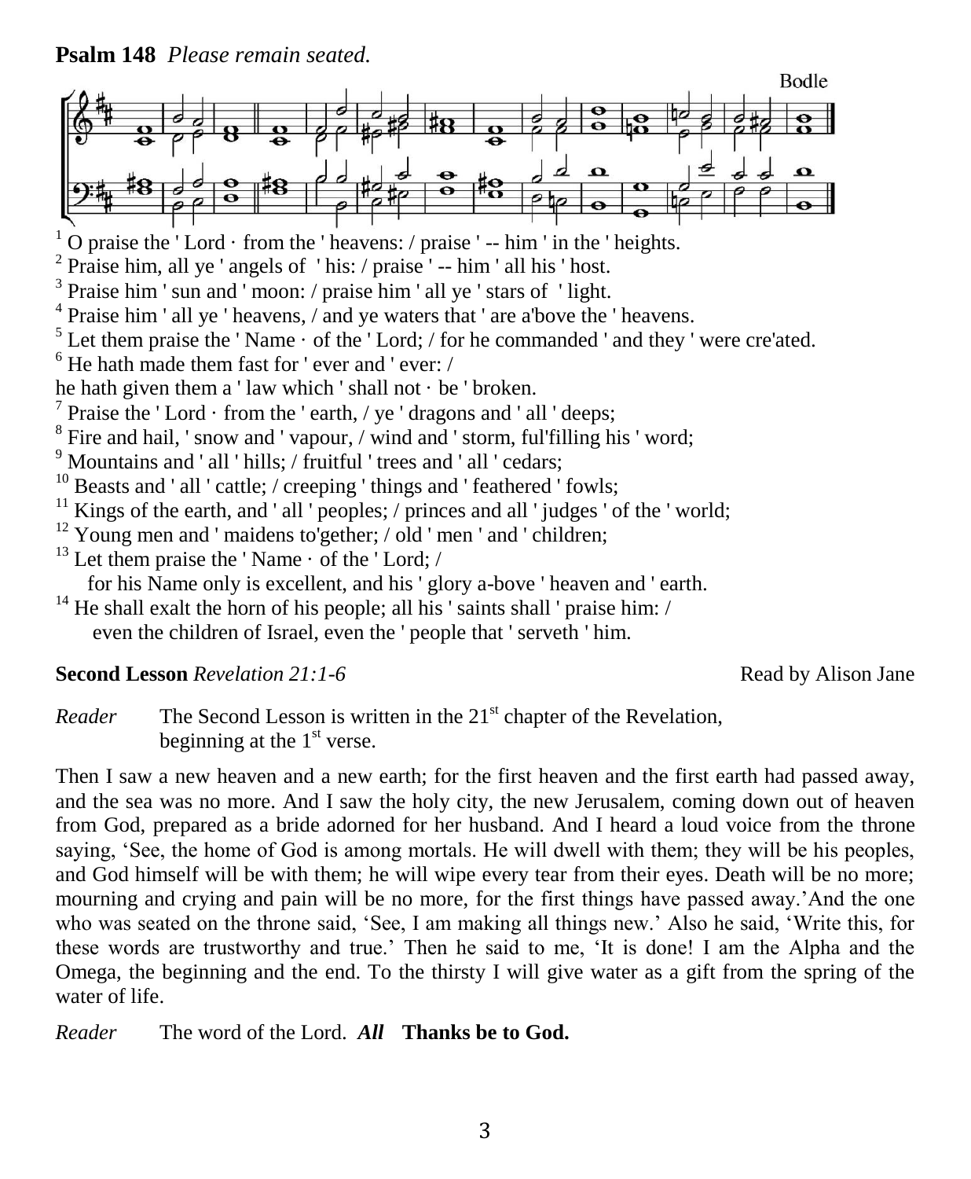**Psalm 148** *Please remain seated.*

Bodle

[1] O praise the ' Lord · from the ' heavens: / praise ' -- him ' in the ' heights.
[2] Praise him, all ye ' angels of ' his: / praise ' -- him ' all his ' host.
[3] Praise him ' sun and ' moon: / praise him ' all ye ' stars of ' light.
[4] Praise him ' all ye ' heavens, / and ye waters that ' are a'bove the ' heavens.
[5] Let them praise the ' Name · of the ' Lord; / for he commanded ' and they ' were cre'ated.
[6] He hath made them fast for ' ever and ' ever: /
he hath given them a ' law which ' shall not · be ' broken.
[7] Praise the ' Lord · from the ' earth, / ye ' dragons and ' all ' deeps;
[8] Fire and hail, ' snow and ' vapour, / wind and ' storm, ful'filling his ' word;
[9] Mountains and ' all ' hills; / fruitful ' trees and ' all ' cedars;
[10] Beasts and ' all ' cattle; / creeping ' things and ' feathered ' fowls;
[11] Kings of the earth, and ' all ' peoples; / princes and all ' judges ' of the ' world;
[12] Young men and ' maidens to'gether; / old ' men ' and ' children;
[13] Let them praise the ' Name · of the ' Lord; /
for his Name only is excellent, and his ' glory a-bove ' heaven and ' earth.
[14] He shall exalt the horn of his people; all his ' saints shall ' praise him: /
even the children of Israel, even the ' people that ' serveth ' him.

**Second Lesson** *Revelation 21:1-6* Read by Alison Jane

*Reader* The Second Lesson is written in the 21st chapter of the Revelation, beginning at the 1st verse.

Then I saw a new heaven and a new earth; for the first heaven and the first earth had passed away, and the sea was no more. And I saw the holy city, the new Jerusalem, coming down out of heaven from God, prepared as a bride adorned for her husband. And I heard a loud voice from the throne saying, 'See, the home of God is among mortals. He will dwell with them; they will be his peoples, and God himself will be with them; he will wipe every tear from their eyes. Death will be no more; mourning and crying and pain will be no more, for the first things have passed away.'And the one who was seated on the throne said, 'See, I am making all things new.' Also he said, 'Write this, for these words are trustworthy and true.' Then he said to me, 'It is done! I am the Alpha and the Omega, the beginning and the end. To the thirsty I will give water as a gift from the spring of the water of life.

*Reader* The word of the Lord. ***All*** **Thanks be to God.**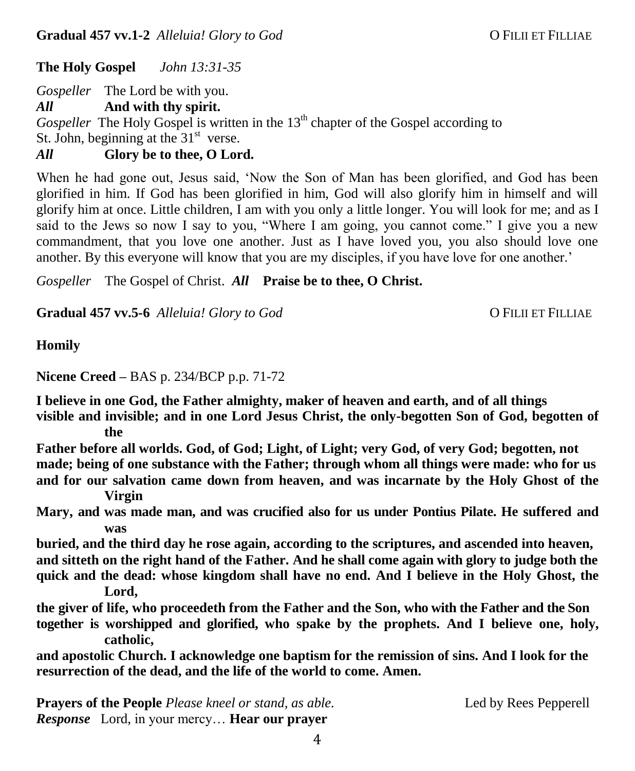**Gradual 457 vv.1-2** *Alleluia! Glory to God* O FILII ET FILLIAE

**The Holy Gospel** *John 13:31-35*

*Gospeller* The Lord be with you.
***All*** **And with thy spirit.**
*Gospeller* The Holy Gospel is written in the 13th chapter of the Gospel according to St. John, beginning at the 31st verse.
***All*** **Glory be to thee, O Lord.**

When he had gone out, Jesus said, 'Now the Son of Man has been glorified, and God has been glorified in him. If God has been glorified in him, God will also glorify him in himself and will glorify him at once. Little children, I am with you only a little longer. You will look for me; and as I said to the Jews so now I say to you, "Where I am going, you cannot come." I give you a new commandment, that you love one another. Just as I have loved you, you also should love one another. By this everyone will know that you are my disciples, if you have love for one another.'

*Gospeller* The Gospel of Christ. ***All*** **Praise be to thee, O Christ.**

**Gradual 457 vv.5-6** *Alleluia! Glory to God* O FILII ET FILLIAE

**Homily**

**Nicene Creed –** BAS p. 234/BCP p.p. 71-72

**I believe in one God, the Father almighty, maker of heaven and earth, and of all things visible and invisible; and in one Lord Jesus Christ, the only-begotten Son of God, begotten of the Father before all worlds. God, of God; Light, of Light; very God, of very God; begotten, not made; being of one substance with the Father; through whom all things were made: who for us and for our salvation came down from heaven, and was incarnate by the Holy Ghost of the Virgin Mary, and was made man, and was crucified also for us under Pontius Pilate. He suffered and was buried, and the third day he rose again, according to the scriptures, and ascended into heaven, and sitteth on the right hand of the Father. And he shall come again with glory to judge both the quick and the dead: whose kingdom shall have no end. And I believe in the Holy Ghost, the Lord, the giver of life, who proceedeth from the Father and the Son, who with the Father and the Son together is worshipped and glorified, who spake by the prophets. And I believe one, holy, catholic, and apostolic Church. I acknowledge one baptism for the remission of sins. And I look for the resurrection of the dead, and the life of the world to come. Amen.**

**Prayers of the People** *Please kneel or stand, as able.* Led by Rees Pepperell
***Response*** Lord, in your mercy… **Hear our prayer**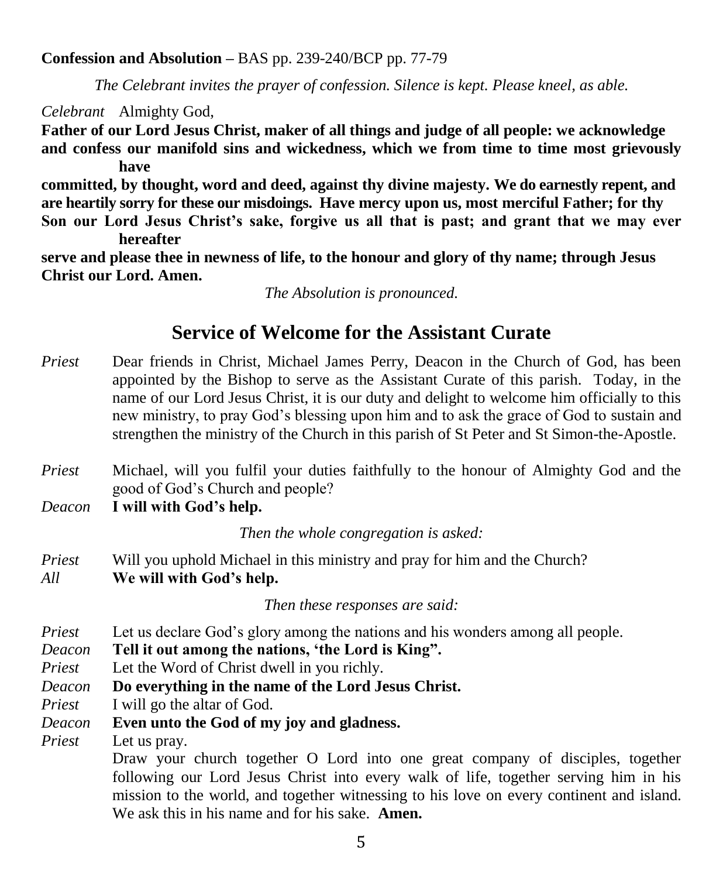**Confession and Absolution –** BAS pp. 239-240/BCP pp. 77-79

*The Celebrant invites the prayer of confession. Silence is kept. Please kneel, as able.*

*Celebrant* Almighty God,
**Father of our Lord Jesus Christ, maker of all things and judge of all people: we acknowledge and confess our manifold sins and wickedness, which we from time to time most grievously have committed, by thought, word and deed, against thy divine majesty. We do earnestly repent, and are heartily sorry for these our misdoings. Have mercy upon us, most merciful Father; for thy Son our Lord Jesus Christ's sake, forgive us all that is past; and grant that we may ever hereafter serve and please thee in newness of life, to the honour and glory of thy name; through Jesus Christ our Lord. Amen.**

*The Absolution is pronounced.*

## Service of Welcome for the Assistant Curate

*Priest* Dear friends in Christ, Michael James Perry, Deacon in the Church of God, has been appointed by the Bishop to serve as the Assistant Curate of this parish. Today, in the name of our Lord Jesus Christ, it is our duty and delight to welcome him officially to this new ministry, to pray God's blessing upon him and to ask the grace of God to sustain and strengthen the ministry of the Church in this parish of St Peter and St Simon-the-Apostle.

*Priest* Michael, will you fulfil your duties faithfully to the honour of Almighty God and the good of God's Church and people?
*Deacon* **I will with God's help.**

*Then the whole congregation is asked:*

*Priest* Will you uphold Michael in this ministry and pray for him and the Church?
*All* **We will with God's help.**

*Then these responses are said:*

*Priest* Let us declare God's glory among the nations and his wonders among all people.
*Deacon* **Tell it out among the nations, 'the Lord is King".**
*Priest* Let the Word of Christ dwell in you richly.
*Deacon* **Do everything in the name of the Lord Jesus Christ.**
*Priest* I will go the altar of God.
*Deacon* **Even unto the God of my joy and gladness.**
*Priest* Let us pray.
Draw your church together O Lord into one great company of disciples, together following our Lord Jesus Christ into every walk of life, together serving him in his mission to the world, and together witnessing to his love on every continent and island. We ask this in his name and for his sake. **Amen.**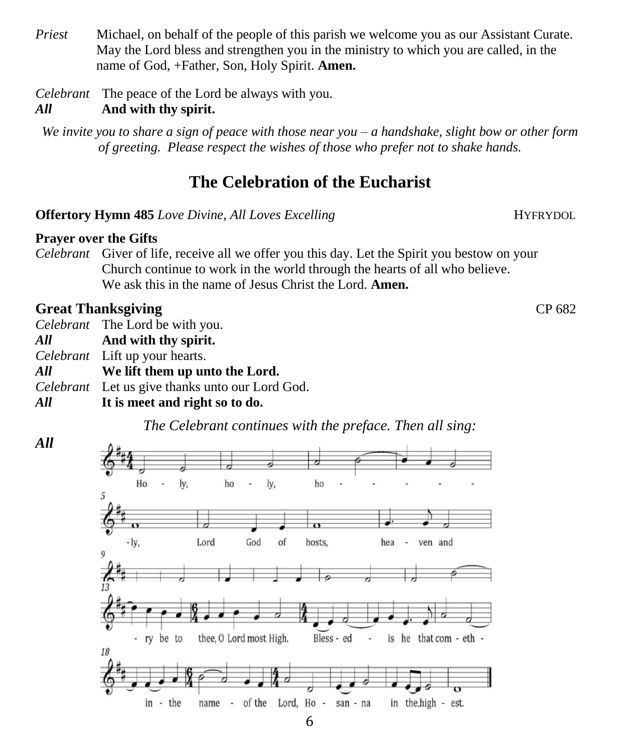*Priest* Michael, on behalf of the people of this parish we welcome you as our Assistant Curate. May the Lord bless and strengthen you in the ministry to which you are called, in the name of God, +Father, Son, Holy Spirit. **Amen.**

*Celebrant* The peace of the Lord be always with you.
***All*** **And with thy spirit.**

*We invite you to share a sign of peace with those near you – a handshake, slight bow or other form of greeting. Please respect the wishes of those who prefer not to shake hands.*

## The Celebration of the Eucharist

**Offertory Hymn 485** *Love Divine, All Loves Excelling* HYFRYDOL

**Prayer over the Gifts**
*Celebrant* Giver of life, receive all we offer you this day. Let the Spirit you bestow on your Church continue to work in the world through the hearts of all who believe. We ask this in the name of Jesus Christ the Lord. **Amen.**

### Great Thanksgiving CP 682

*Celebrant* The Lord be with you.
***All*** **And with thy spirit.**
*Celebrant* Lift up your hearts.
***All*** **We lift them up unto the Lord.**
*Celebrant* Let us give thanks unto our Lord God.
***All*** **It is meet and right so to do.**

*The Celebrant continues with the preface. Then all sing:*

***All***

Holy, holy, holy, Lord God of hosts, heaven and ... -ry be to thee, O Lord most High. Blessed is he that cometh in the name of the Lord, Hosanna in the highest.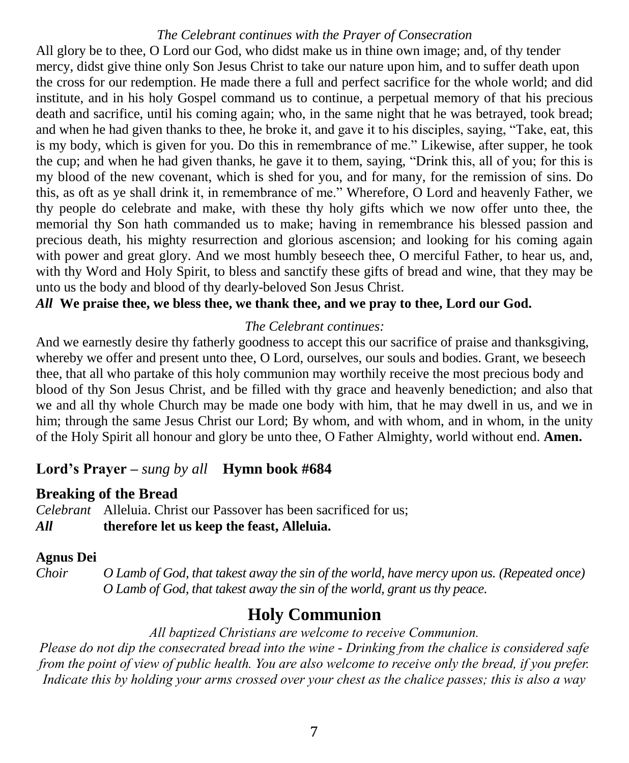*The Celebrant continues with the Prayer of Consecration*

All glory be to thee, O Lord our God, who didst make us in thine own image; and, of thy tender mercy, didst give thine only Son Jesus Christ to take our nature upon him, and to suffer death upon the cross for our redemption. He made there a full and perfect sacrifice for the whole world; and did institute, and in his holy Gospel command us to continue, a perpetual memory of that his precious death and sacrifice, until his coming again; who, in the same night that he was betrayed, took bread; and when he had given thanks to thee, he broke it, and gave it to his disciples, saying, "Take, eat, this is my body, which is given for you. Do this in remembrance of me." Likewise, after supper, he took the cup; and when he had given thanks, he gave it to them, saying, "Drink this, all of you; for this is my blood of the new covenant, which is shed for you, and for many, for the remission of sins. Do this, as oft as ye shall drink it, in remembrance of me." Wherefore, O Lord and heavenly Father, we thy people do celebrate and make, with these thy holy gifts which we now offer unto thee, the memorial thy Son hath commanded us to make; having in remembrance his blessed passion and precious death, his mighty resurrection and glorious ascension; and looking for his coming again with power and great glory. And we most humbly beseech thee, O merciful Father, to hear us, and, with thy Word and Holy Spirit, to bless and sanctify these gifts of bread and wine, that they may be unto us the body and blood of thy dearly-beloved Son Jesus Christ.

***All*** **We praise thee, we bless thee, we thank thee, and we pray to thee, Lord our God.**

*The Celebrant continues:*

And we earnestly desire thy fatherly goodness to accept this our sacrifice of praise and thanksgiving, whereby we offer and present unto thee, O Lord, ourselves, our souls and bodies. Grant, we beseech thee, that all who partake of this holy communion may worthily receive the most precious body and blood of thy Son Jesus Christ, and be filled with thy grace and heavenly benediction; and also that we and all thy whole Church may be made one body with him, that he may dwell in us, and we in him; through the same Jesus Christ our Lord; By whom, and with whom, and in whom, in the unity of the Holy Spirit all honour and glory be unto thee, O Father Almighty, world without end. **Amen.**

**Lord's Prayer –** *sung by all* **Hymn book #684**

**Breaking of the Bread**

*Celebrant* Alleluia. Christ our Passover has been sacrificed for us;
***All*** **therefore let us keep the feast, Alleluia.**

**Agnus Dei**

*Choir* *O Lamb of God, that takest away the sin of the world, have mercy upon us. (Repeated once)*
*O Lamb of God, that takest away the sin of the world, grant us thy peace.*

## Holy Communion

*All baptized Christians are welcome to receive Communion.*
*Please do not dip the consecrated bread into the wine - Drinking from the chalice is considered safe from the point of view of public health. You are also welcome to receive only the bread, if you prefer. Indicate this by holding your arms crossed over your chest as the chalice passes; this is also a way*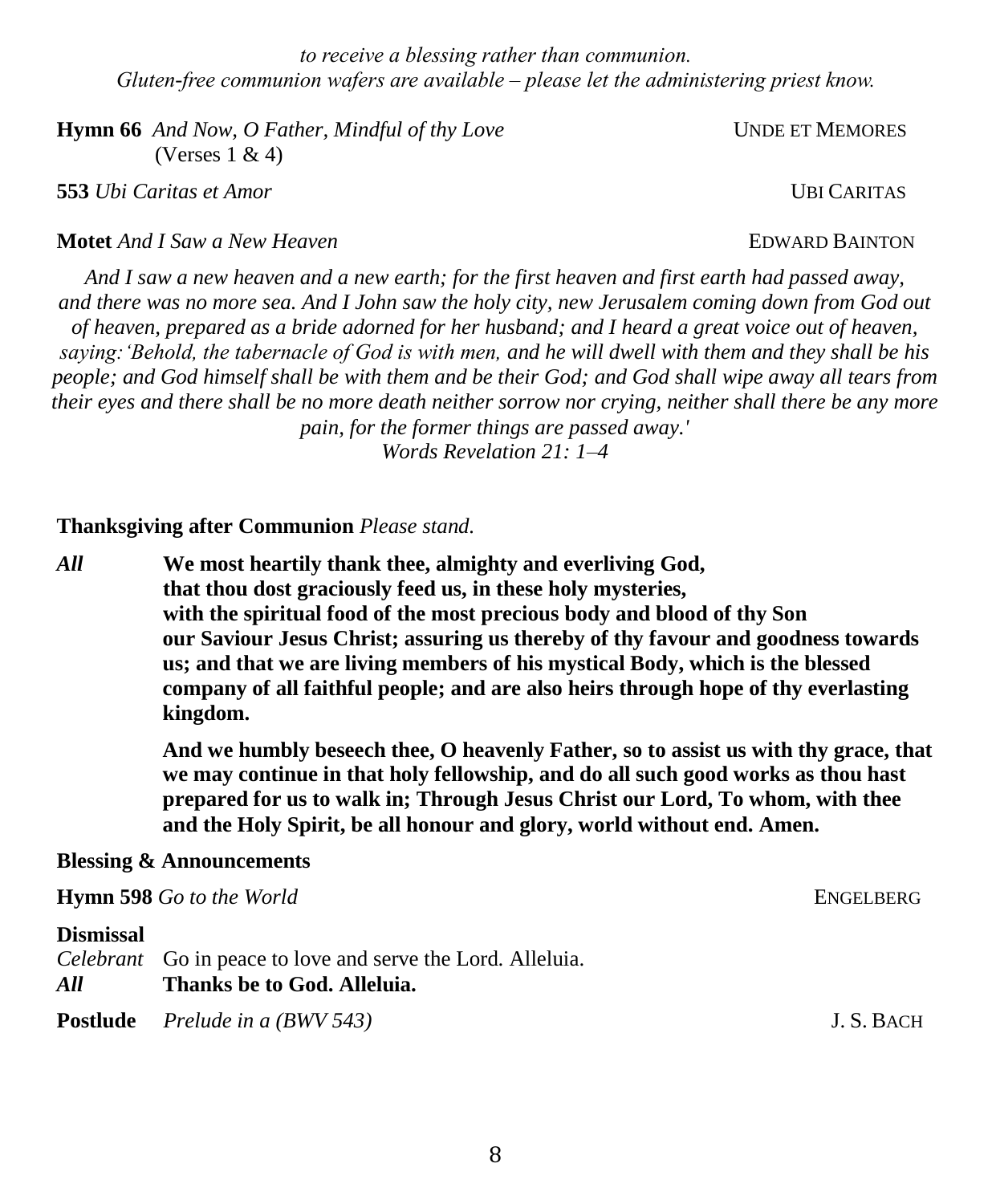*to receive a blessing rather than communion.*
*Gluten-free communion wafers are available – please let the administering priest know.*

**Hymn 66** *And Now, O Father, Mindful of thy Love* (Verses 1 & 4) UNDE ET MEMORES

**553** *Ubi Caritas et Amor* UBI CARITAS

**Motet** *And I Saw a New Heaven* EDWARD BAINTON

*And I saw a new heaven and a new earth; for the first heaven and first earth had passed away, and there was no more sea. And I John saw the holy city, new Jerusalem coming down from God out of heaven, prepared as a bride adorned for her husband; and I heard a great voice out of heaven, saying:'Behold, the tabernacle of God is with men, and he will dwell with them and they shall be his people; and God himself shall be with them and be their God; and God shall wipe away all tears from their eyes and there shall be no more death neither sorrow nor crying, neither shall there be any more pain, for the former things are passed away.'*
*Words Revelation 21: 1–4*

**Thanksgiving after Communion** *Please stand.*

***All*** **We most heartily thank thee, almighty and everliving God, that thou dost graciously feed us, in these holy mysteries, with the spiritual food of the most precious body and blood of thy Son our Saviour Jesus Christ; assuring us thereby of thy favour and goodness towards us; and that we are living members of his mystical Body, which is the blessed company of all faithful people; and are also heirs through hope of thy everlasting kingdom.**

**And we humbly beseech thee, O heavenly Father, so to assist us with thy grace, that we may continue in that holy fellowship, and do all such good works as thou hast prepared for us to walk in; Through Jesus Christ our Lord, To whom, with thee and the Holy Spirit, be all honour and glory, world without end. Amen.**

**Blessing & Announcements**

**Hymn 598** *Go to the World* ENGELBERG

**Dismissal**

*Celebrant* Go in peace to love and serve the Lord. Alleluia.
***All*** **Thanks be to God. Alleluia.**

**Postlude** *Prelude in a (BWV 543)* J. S. BACH